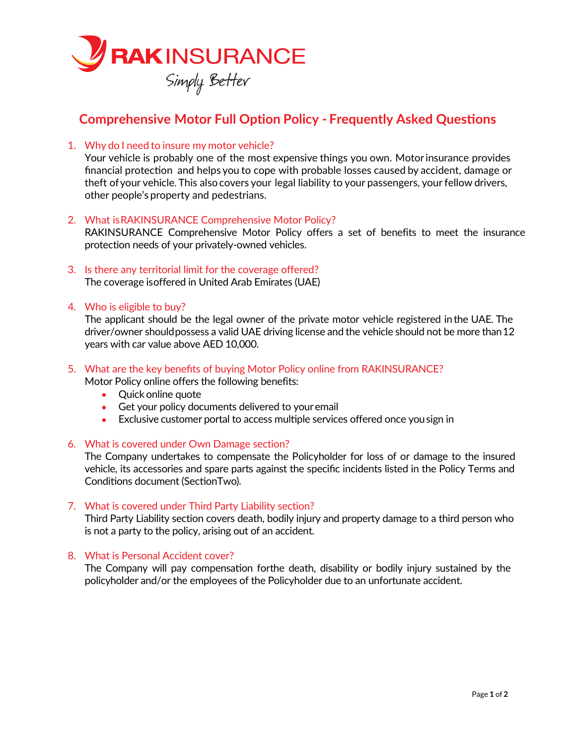RAKINSURANCE
Simply Better

# Comprehensive Motor Full Option Policy - Frequently Asked Questions

1. **Why do I need to insure my motor vehicle?**
   Your vehicle is probably one of the most expensive things you own. Motor insurance provides financial protection and helps you to cope with probable losses caused by accident, damage or theft of your vehicle. This also covers your legal liability to your passengers, your fellow drivers, other people's property and pedestrians.

2. **What is RAKINSURANCE Comprehensive Motor Policy?**
   RAKINSURANCE Comprehensive Motor Policy offers a set of benefits to meet the insurance protection needs of your privately-owned vehicles.

3. **Is there any territorial limit for the coverage offered?**
   The coverage is offered in United Arab Emirates (UAE)

4. **Who is eligible to buy?**
   The applicant should be the legal owner of the private motor vehicle registered in the UAE. The driver/owner should possess a valid UAE driving license and the vehicle should not be more than 12 years with car value above AED 10,000.

5. **What are the key benefits of buying Motor Policy online from RAKINSURANCE?**
   Motor Policy online offers the following benefits:
   - Quick online quote
   - Get your policy documents delivered to your email
   - Exclusive customer portal to access multiple services offered once you sign in

6. **What is covered under Own Damage section?**
   The Company undertakes to compensate the Policyholder for loss of or damage to the insured vehicle, its accessories and spare parts against the specific incidents listed in the Policy Terms and Conditions document (Section Two).

7. **What is covered under Third Party Liability section?**
   Third Party Liability section covers death, bodily injury and property damage to a third person who is not a party to the policy, arising out of an accident.

8. **What is Personal Accident cover?**
   The Company will pay compensation for the death, disability or bodily injury sustained by the policyholder and/or the employees of the Policyholder due to an unfortunate accident.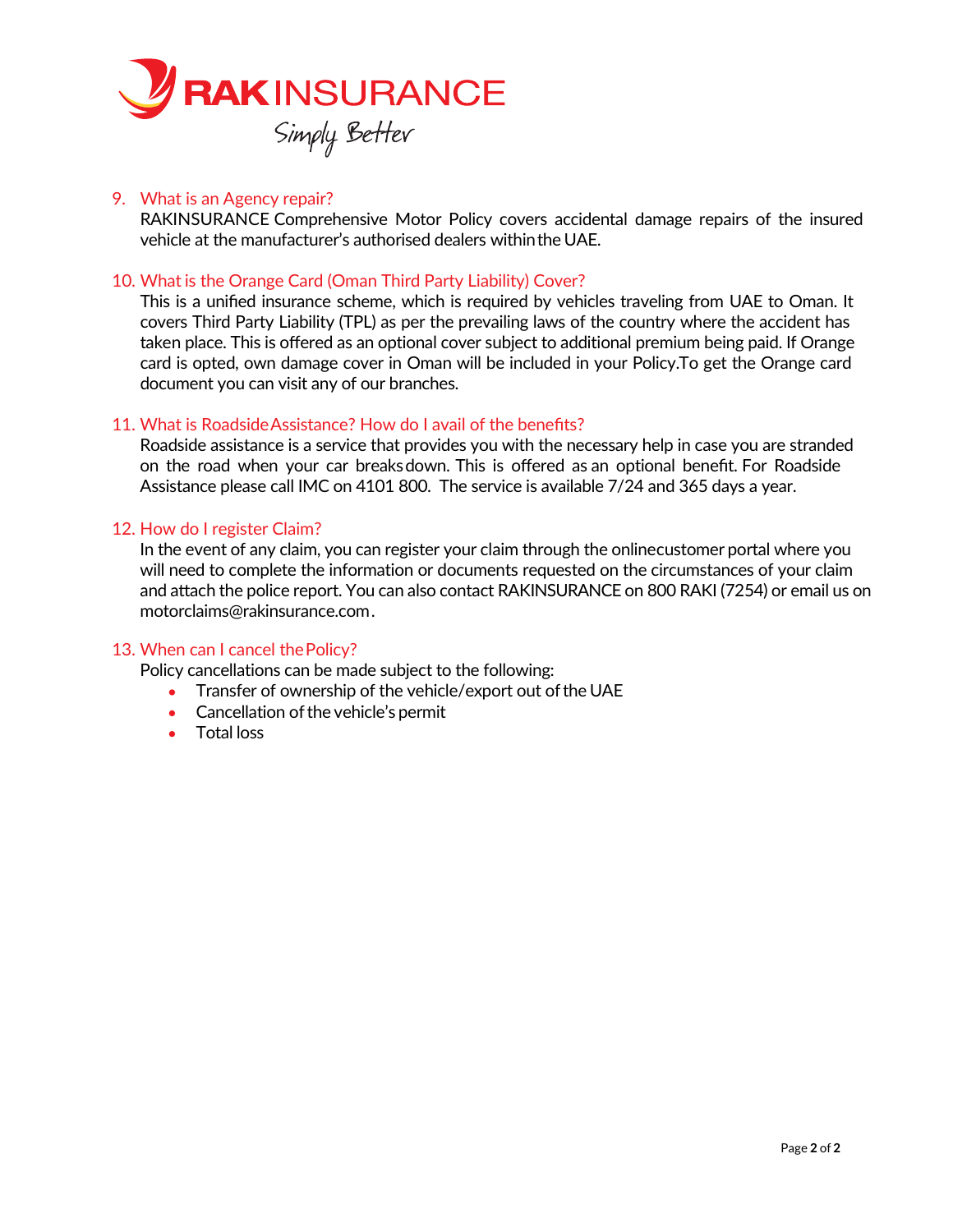9. What is an Agency repair?

RAKINSURANCE Comprehensive Motor Policy covers accidental damage repairs of the insured vehicle at the manufacturer's authorised dealers within the UAE.

10. What is the Orange Card (Oman Third Party Liability) Cover?

This is a unified insurance scheme, which is required by vehicles traveling from UAE to Oman. It covers Third Party Liability (TPL) as per the prevailing laws of the country where the accident has taken place. This is offered as an optional cover subject to additional premium being paid. If Orange card is opted, own damage cover in Oman will be included in your Policy.To get the Orange card document you can visit any of our branches.

11. What is Roadside Assistance? How do I avail of the benefits?

Roadside assistance is a service that provides you with the necessary help in case you are stranded on the road when your car breaks down. This is offered as an optional benefit. For Roadside Assistance please call IMC on 4101 800. The service is available 7/24 and 365 days a year.

12. How do I register Claim?

In the event of any claim, you can register your claim through the online customer portal where you will need to complete the information or documents requested on the circumstances of your claim and attach the police report. You can also contact RAKINSURANCE on 800 RAKI (7254) or email us on motorclaims@rakinsurance.com.

13. When can I cancel the Policy?

Policy cancellations can be made subject to the following:

- Transfer of ownership of the vehicle/export out of the UAE
- Cancellation of the vehicle's permit
- Total loss